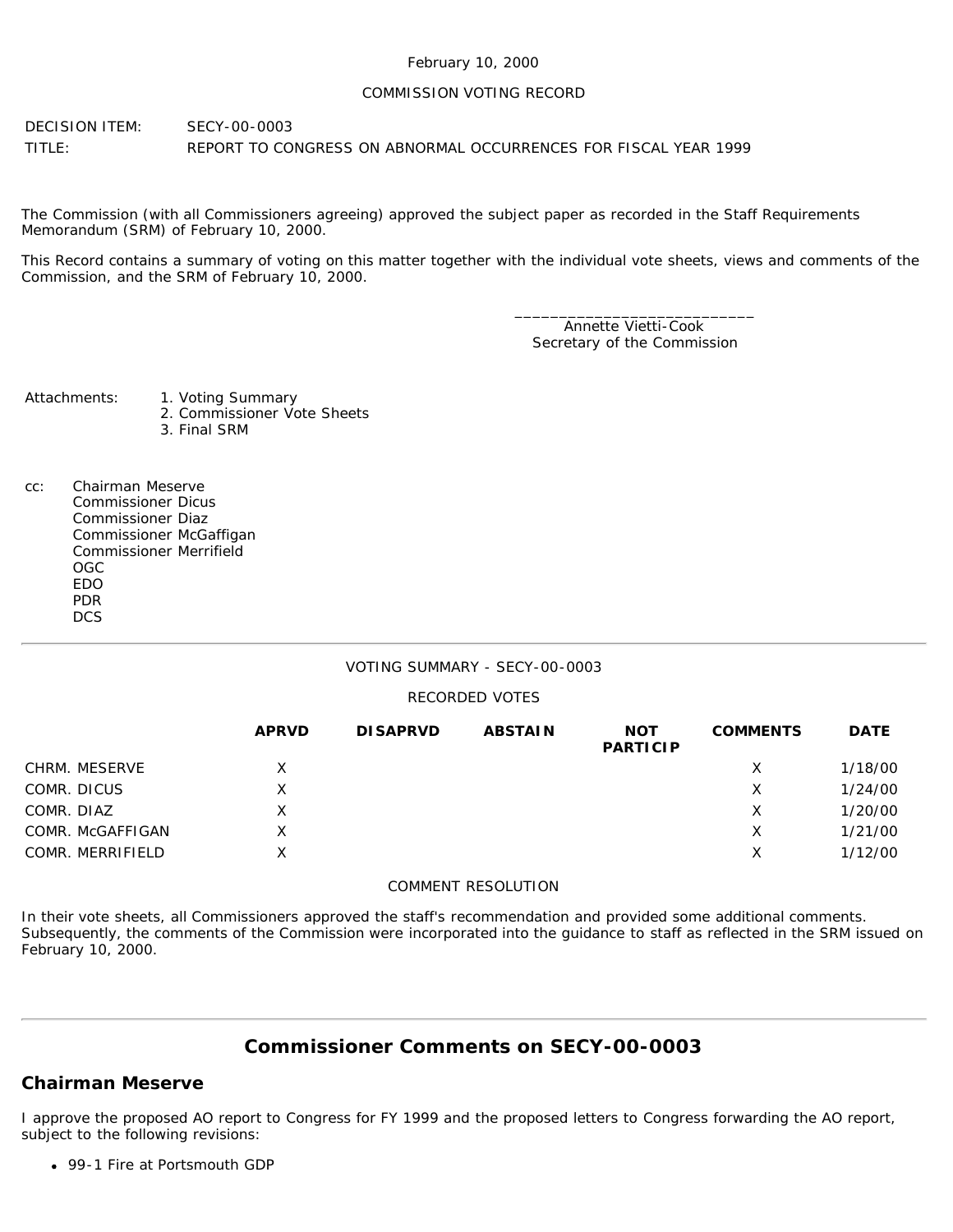February 10, 2000

COMMISSION VOTING RECORD

DECISION ITEM: SECY-00-0003

TITLE: REPORT TO CONGRESS ON ABNORMAL OCCURRENCES FOR FISCAL YEAR 1999

The Commission (with all Commissioners agreeing) approved the subject paper as recorded in the Staff Requirements Memorandum (SRM) of February 10, 2000.

This Record contains a summary of voting on this matter together with the individual vote sheets, views and comments of the Commission, and the SRM of February 10, 2000.

\_\_\_\_\_\_\_\_\_\_\_\_\_\_\_\_\_\_\_\_\_\_\_\_\_\_\_\_
Annette Vietti-Cook
Secretary of the Commission

Attachments:
1. Voting Summary
2. Commissioner Vote Sheets
3. Final SRM

cc:
Chairman Meserve
Commissioner Dicus
Commissioner Diaz
Commissioner McGaffigan
Commissioner Merrifield
OGC
EDO
PDR
DCS

---

VOTING SUMMARY - SECY-00-0003

RECORDED VOTES

| | APRVD | DISAPRVD | ABSTAIN | NOT PARTICIP | COMMENTS | DATE |
|---|---|---|---|---|---|---|
| CHRM. MESERVE | X | | | | X | 1/18/00 |
| COMR. DICUS | X | | | | X | 1/24/00 |
| COMR. DIAZ | X | | | | X | 1/20/00 |
| COMR. McGAFFIGAN | X | | | | X | 1/21/00 |
| COMR. MERRIFIELD | X | | | | X | 1/12/00 |

COMMENT RESOLUTION

In their vote sheets, all Commissioners approved the staff's recommendation and provided some additional comments. Subsequently, the comments of the Commission were incorporated into the guidance to staff as reflected in the SRM issued on February 10, 2000.

---

## Commissioner Comments on SECY-00-0003

### Chairman Meserve

I approve the proposed AO report to Congress for FY 1999 and the proposed letters to Congress forwarding the AO report, subject to the following revisions:

- 99-1 Fire at Portsmouth GDP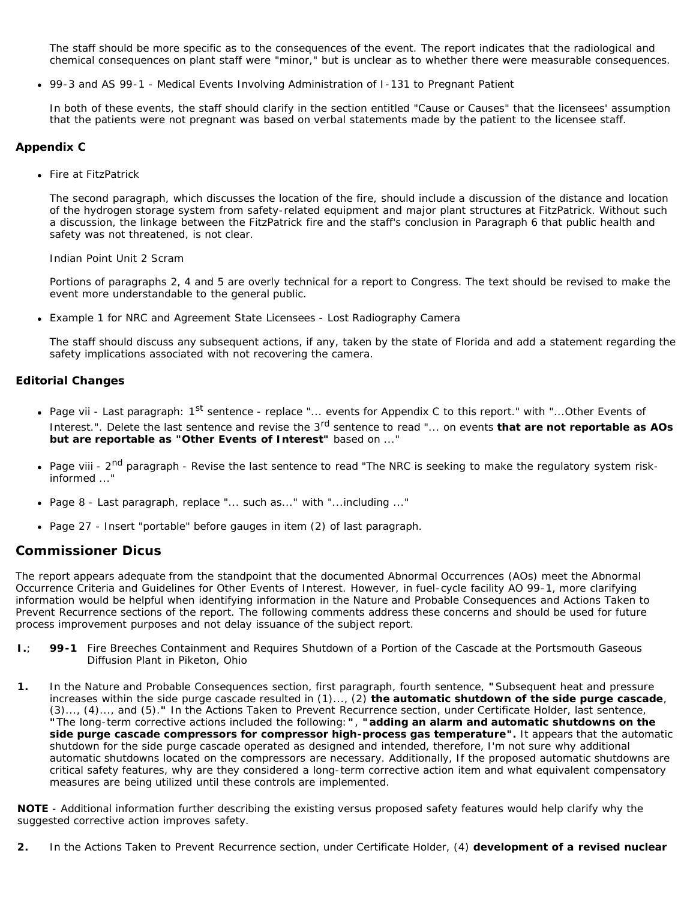The staff should be more specific as to the consequences of the event. The report indicates that the radiological and chemical consequences on plant staff were "minor," but is unclear as to whether there were measurable consequences.

- 99-3 and AS 99-1 - Medical Events Involving Administration of I-131 to Pregnant Patient

  In both of these events, the staff should clarify in the section entitled "Cause or Causes" that the licensees' assumption that the patients were not pregnant was based on verbal statements made by the patient to the licensee staff.

### Appendix C

- Fire at FitzPatrick

  The second paragraph, which discusses the location of the fire, should include a discussion of the distance and location of the hydrogen storage system from safety-related equipment and major plant structures at FitzPatrick. Without such a discussion, the linkage between the FitzPatrick fire and the staff's conclusion in Paragraph 6 that public health and safety was not threatened, is not clear.

  Indian Point Unit 2 Scram

  Portions of paragraphs 2, 4 and 5 are overly technical for a report to Congress. The text should be revised to make the event more understandable to the general public.

- Example 1 for NRC and Agreement State Licensees - Lost Radiography Camera

  The staff should discuss any subsequent actions, if any, taken by the state of Florida and add a statement regarding the safety implications associated with not recovering the camera.

### Editorial Changes

- Page vii - Last paragraph: 1st sentence - replace "... events for Appendix C to this report." with "...Other Events of Interest.". Delete the last sentence and revise the 3rd sentence to read "... on events **that are not reportable as AOs but are reportable as "Other Events of Interest"** based on ..."
- Page viii - 2nd paragraph - Revise the last sentence to read "The NRC is seeking to make the regulatory system risk-informed ..."
- Page 8 - Last paragraph, replace "... such as..." with "...including ..."
- Page 27 - Insert "portable" before gauges in item (2) of last paragraph.

## Commissioner Dicus

The report appears adequate from the standpoint that the documented Abnormal Occurrences (AOs) meet the Abnormal Occurrence Criteria and Guidelines for Other Events of Interest. However, in fuel-cycle facility AO 99-1, more clarifying information would be helpful when identifying information in the Nature and Probable Consequences and Actions Taken to Prevent Recurrence sections of the report. The following comments address these concerns and should be used for future process improvement purposes and not delay issuance of the subject report.

**I.**; **99-1** Fire Breeches Containment and Requires Shutdown of a Portion of the Cascade at the Portsmouth Gaseous Diffusion Plant in Piketon, Ohio

**1.** In the Nature and Probable Consequences section, first paragraph, fourth sentence, **"**Subsequent heat and pressure increases within the side purge cascade resulted in (1)..., (2) **the automatic shutdown of the side purge cascade**, (3)..., (4)..., and (5).**"** In the Actions Taken to Prevent Recurrence section, under Certificate Holder, last sentence, **"**The long-term corrective actions included the following:**"**, **"adding an alarm and automatic shutdowns on the side purge cascade compressors for compressor high-process gas temperature".** It appears that the automatic shutdown for the side purge cascade operated as designed and intended, therefore, I'm not sure why additional automatic shutdowns located on the compressors are necessary. Additionally, If the proposed automatic shutdowns are critical safety features, why are they considered a long-term corrective action item and what equivalent compensatory measures are being utilized until these controls are implemented.

**NOTE** - Additional information further describing the existing versus proposed safety features would help clarify why the suggested corrective action improves safety.

**2.** In the Actions Taken to Prevent Recurrence section, under Certificate Holder, (4) **development of a revised nuclear**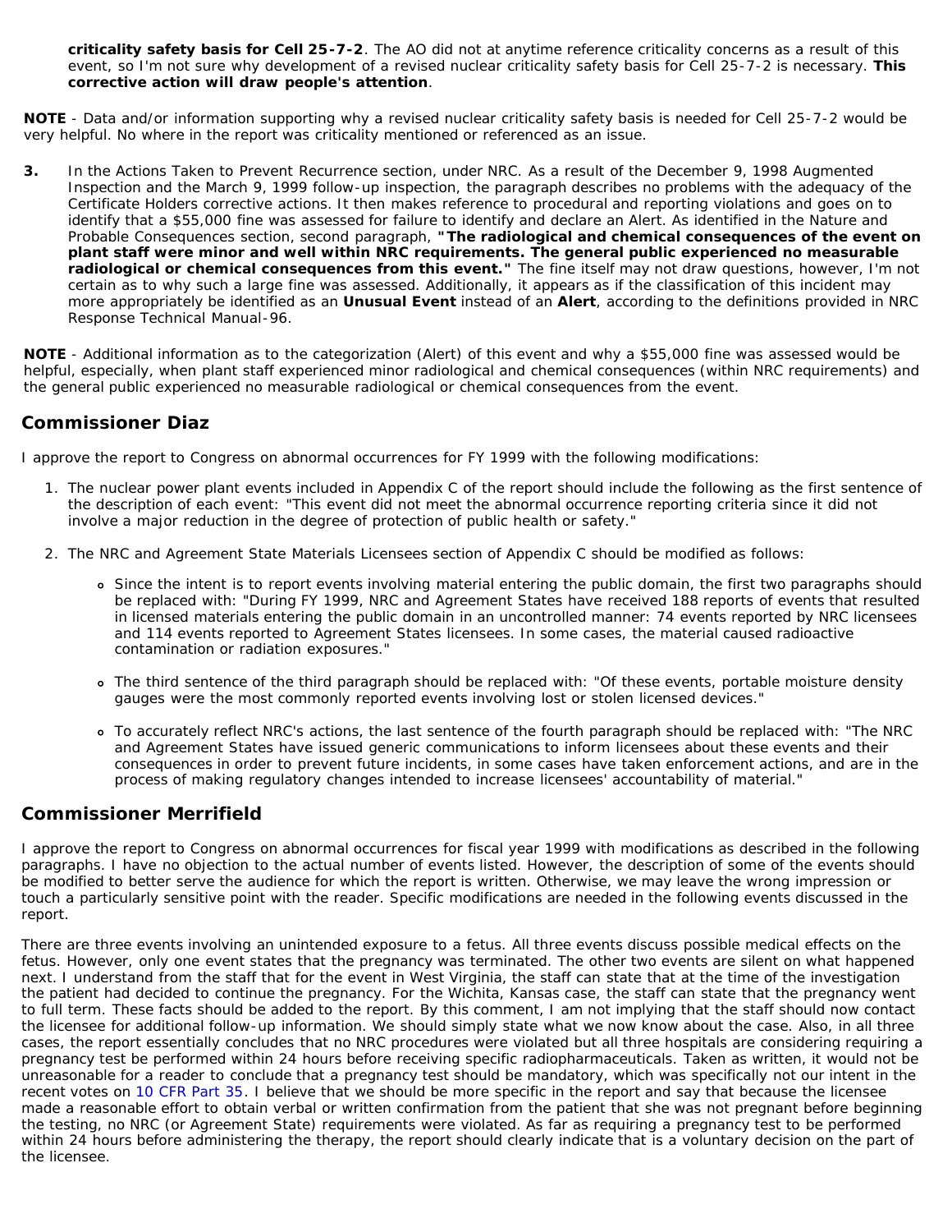**criticality safety basis for Cell 25-7-2**. The AO did not at anytime reference criticality concerns as a result of this event, so I'm not sure why development of a revised nuclear criticality safety basis for Cell 25-7-2 is necessary. **This corrective action will draw people's attention**.

**NOTE** - Data and/or information supporting why a revised nuclear criticality safety basis is needed for Cell 25-7-2 would be very helpful. No where in the report was criticality mentioned or referenced as an issue.

**3.** In the Actions Taken to Prevent Recurrence section, under NRC. As a result of the December 9, 1998 Augmented Inspection and the March 9, 1999 follow-up inspection, the paragraph describes no problems with the adequacy of the Certificate Holders corrective actions. It then makes reference to procedural and reporting violations and goes on to identify that a $55,000 fine was assessed for failure to identify and declare an Alert. As identified in the Nature and Probable Consequences section, second paragraph, **"The radiological and chemical consequences of the event on plant staff were minor and well within NRC requirements. The general public experienced no measurable radiological or chemical consequences from this event."** The fine itself may not draw questions, however, I'm not certain as to why such a large fine was assessed. Additionally, it appears as if the classification of this incident may more appropriately be identified as an **Unusual Event** instead of an **Alert**, according to the definitions provided in NRC Response Technical Manual-96.

**NOTE** - Additional information as to the categorization (Alert) of this event and why a $55,000 fine was assessed would be helpful, especially, when plant staff experienced minor radiological and chemical consequences (within NRC requirements) and the general public experienced no measurable radiological or chemical consequences from the event.

## Commissioner Diaz

I approve the report to Congress on abnormal occurrences for FY 1999 with the following modifications:

1. The nuclear power plant events included in Appendix C of the report should include the following as the first sentence of the description of each event: "This event did not meet the abnormal occurrence reporting criteria since it did not involve a major reduction in the degree of protection of public health or safety."
2. The NRC and Agreement State Materials Licensees section of Appendix C should be modified as follows:
   - Since the intent is to report events involving material entering the public domain, the first two paragraphs should be replaced with: "During FY 1999, NRC and Agreement States have received 188 reports of events that resulted in licensed materials entering the public domain in an uncontrolled manner: 74 events reported by NRC licensees and 114 events reported to Agreement States licensees. In some cases, the material caused radioactive contamination or radiation exposures."
   - The third sentence of the third paragraph should be replaced with: "Of these events, portable moisture density gauges were the most commonly reported events involving lost or stolen licensed devices."
   - To accurately reflect NRC's actions, the last sentence of the fourth paragraph should be replaced with: "The NRC and Agreement States have issued generic communications to inform licensees about these events and their consequences in order to prevent future incidents, in some cases have taken enforcement actions, and are in the process of making regulatory changes intended to increase licensees' accountability of material."

## Commissioner Merrifield

I approve the report to Congress on abnormal occurrences for fiscal year 1999 with modifications as described in the following paragraphs. I have no objection to the actual number of events listed. However, the description of some of the events should be modified to better serve the audience for which the report is written. Otherwise, we may leave the wrong impression or touch a particularly sensitive point with the reader. Specific modifications are needed in the following events discussed in the report.

There are three events involving an unintended exposure to a fetus. All three events discuss possible medical effects on the fetus. However, only one event states that the pregnancy was terminated. The other two events are silent on what happened next. I understand from the staff that for the event in West Virginia, the staff can state that at the time of the investigation the patient had decided to continue the pregnancy. For the Wichita, Kansas case, the staff can state that the pregnancy went to full term. These facts should be added to the report. By this comment, I am not implying that the staff should now contact the licensee for additional follow-up information. We should simply state what we now know about the case. Also, in all three cases, the report essentially concludes that no NRC procedures were violated but all three hospitals are considering requiring a pregnancy test be performed within 24 hours before receiving specific radiopharmaceuticals. Taken as written, it would not be unreasonable for a reader to conclude that a pregnancy test should be mandatory, which was specifically not our intent in the recent votes on 10 CFR Part 35. I believe that we should be more specific in the report and say that because the licensee made a reasonable effort to obtain verbal or written confirmation from the patient that she was not pregnant before beginning the testing, no NRC (or Agreement State) requirements were violated. As far as requiring a pregnancy test to be performed within 24 hours before administering the therapy, the report should clearly indicate that is a voluntary decision on the part of the licensee.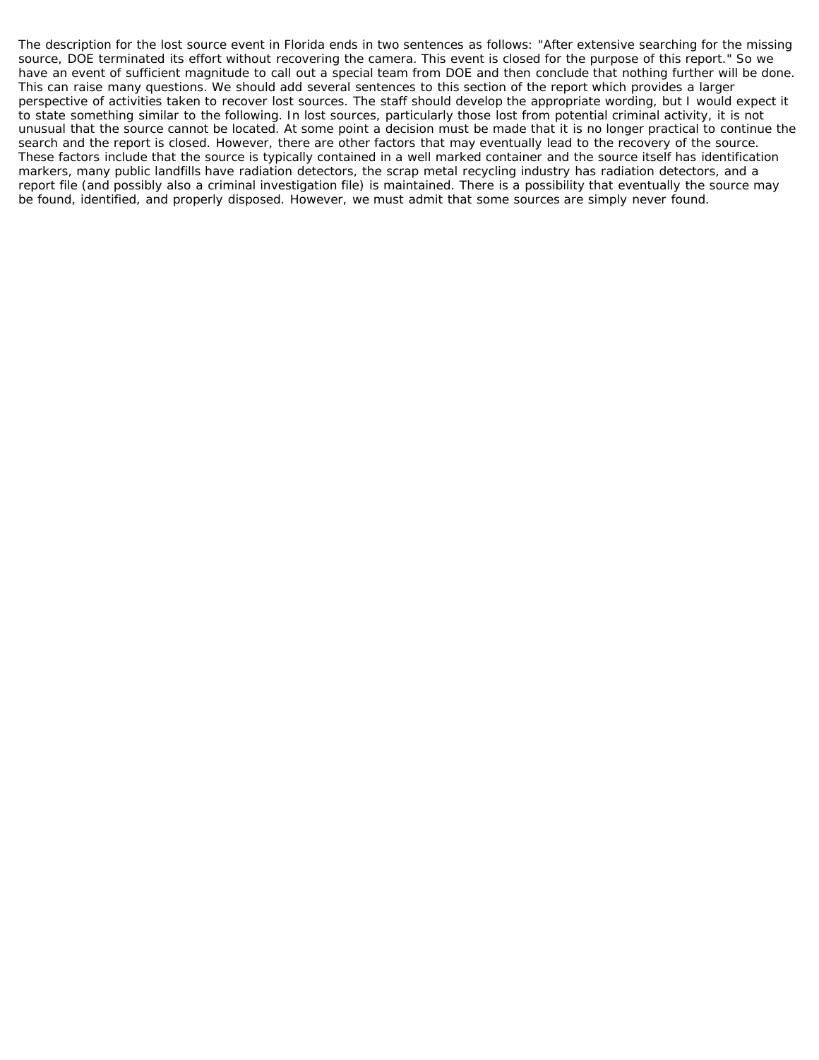The description for the lost source event in Florida ends in two sentences as follows: "After extensive searching for the missing source, DOE terminated its effort without recovering the camera. This event is closed for the purpose of this report." So we have an event of sufficient magnitude to call out a special team from DOE and then conclude that nothing further will be done. This can raise many questions. We should add several sentences to this section of the report which provides a larger perspective of activities taken to recover lost sources. The staff should develop the appropriate wording, but I would expect it to state something similar to the following. In lost sources, particularly those lost from potential criminal activity, it is not unusual that the source cannot be located. At some point a decision must be made that it is no longer practical to continue the search and the report is closed. However, there are other factors that may eventually lead to the recovery of the source. These factors include that the source is typically contained in a well marked container and the source itself has identification markers, many public landfills have radiation detectors, the scrap metal recycling industry has radiation detectors, and a report file (and possibly also a criminal investigation file) is maintained. There is a possibility that eventually the source may be found, identified, and properly disposed. However, we must admit that some sources are simply never found.